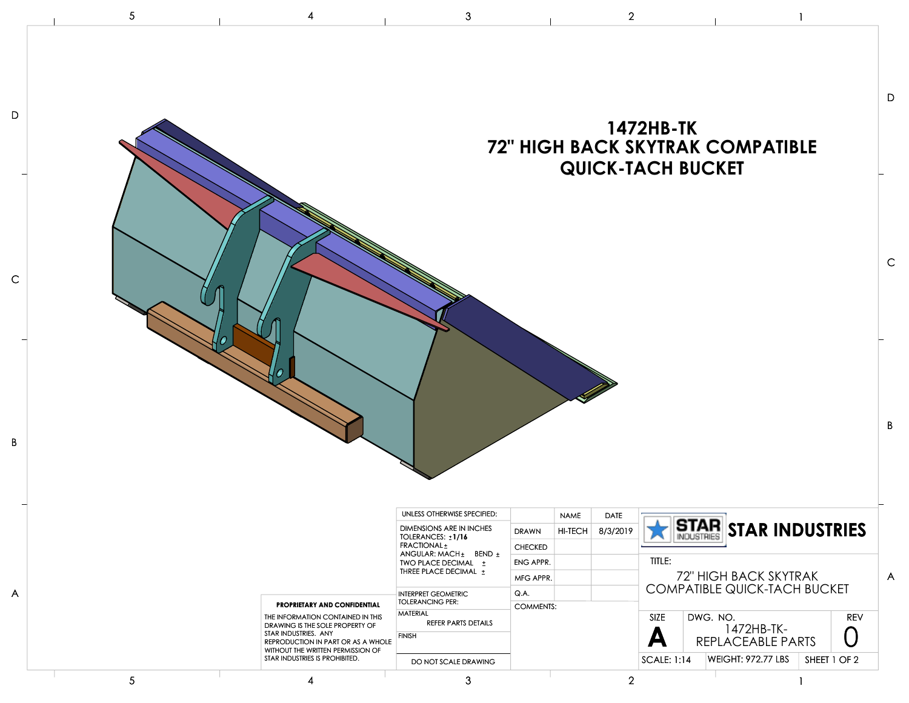# 1472HB-TK
# 72" HIGH BACK SKYTRAK COMPATIBLE QUICK-TACH BUCKET

| UNLESS OTHERWISE SPECIFIED: | | NAME | DATE |
|---|---|---|---|
| DIMENSIONS ARE IN INCHES<br>TOLERANCES: ±1/16<br>FRACTIONAL ±<br>ANGULAR: MACH ± BEND ±<br>TWO PLACE DECIMAL ±<br>THREE PLACE DECIMAL ± | DRAWN | HI-TECH | 8/3/2019 |
| | CHECKED | | |
| | ENG APPR. | | |
| | MFG APPR. | | |
| INTERPRET GEOMETRIC TOLERANCING PER: | Q.A. | | |
| MATERIAL<br>REFER PARTS DETAILS | COMMENTS: | | |
| FINISH | | | |
| DO NOT SCALE DRAWING | | | |

**PROPRIETARY AND CONFIDENTIAL**

THE INFORMATION CONTAINED IN THIS DRAWING IS THE SOLE PROPERTY OF STAR INDUSTRIES. ANY REPRODUCTION IN PART OR AS A WHOLE WITHOUT THE WRITTEN PERMISSION OF STAR INDUSTRIES IS PROHIBITED.

**STAR INDUSTRIES**

TITLE: 72" HIGH BACK SKYTRAK COMPATIBLE QUICK-TACH BUCKET

| SIZE | DWG. NO. | REV |
|---|---|---|
| A | 1472HB-TK-REPLACEABLE PARTS | 0 |

SCALE: 1:14 | WEIGHT: 972.77 LBS | SHEET 1 OF 2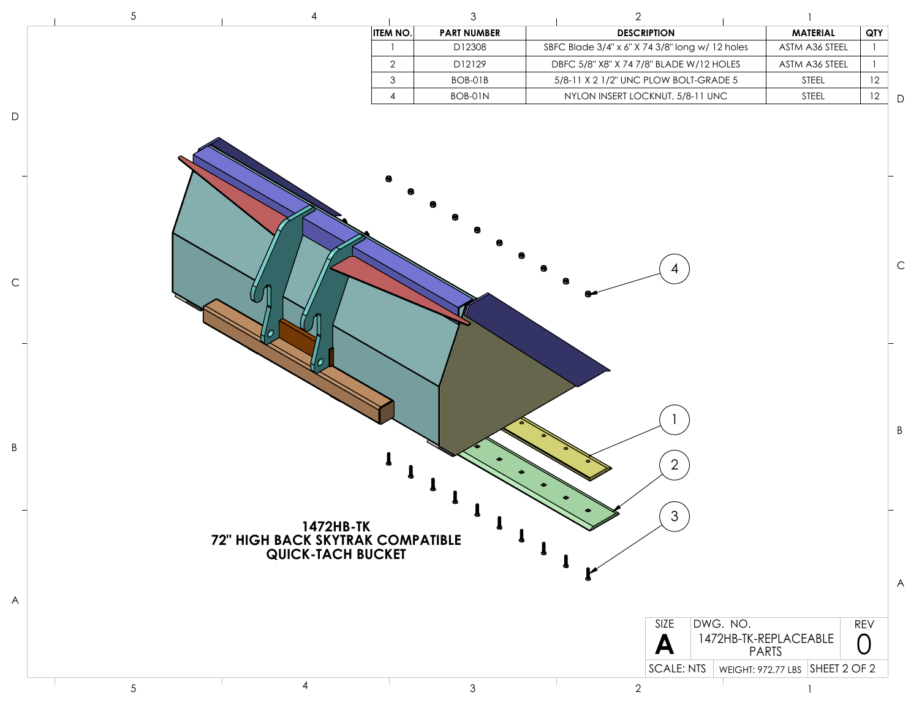| ITEM NO. | PART NUMBER | DESCRIPTION | MATERIAL | QTY |
|---|---|---|---|---|
| 1 | D12308 | SBFC Blade 3/4" x 6" X 74 3/8" long w/ 12 holes | ASTM A36 STEEL | 1 |
| 2 | D12129 | DBFC 5/8" X8" X 74 7/8" BLADE W/12 HOLES | ASTM A36 STEEL | 1 |
| 3 | BOB-01B | 5/8-11 X 2 1/2" UNC PLOW BOLT-GRADE 5 | STEEL | 12 |
| 4 | BOB-01N | NYLON INSERT LOCKNUT, 5/8-11 UNC | STEEL | 12 |

4

1

2

3

**1472HB-TK**
**72" HIGH BACK SKYTRAK COMPATIBLE**
**QUICK-TACH BUCKET**

| SIZE | DWG. NO. | REV |
|---|---|---|
| A | 1472HB-TK-REPLACEABLE PARTS | 0 |
| SCALE: NTS | WEIGHT: 972.77 LBS | SHEET 2 OF 2 |